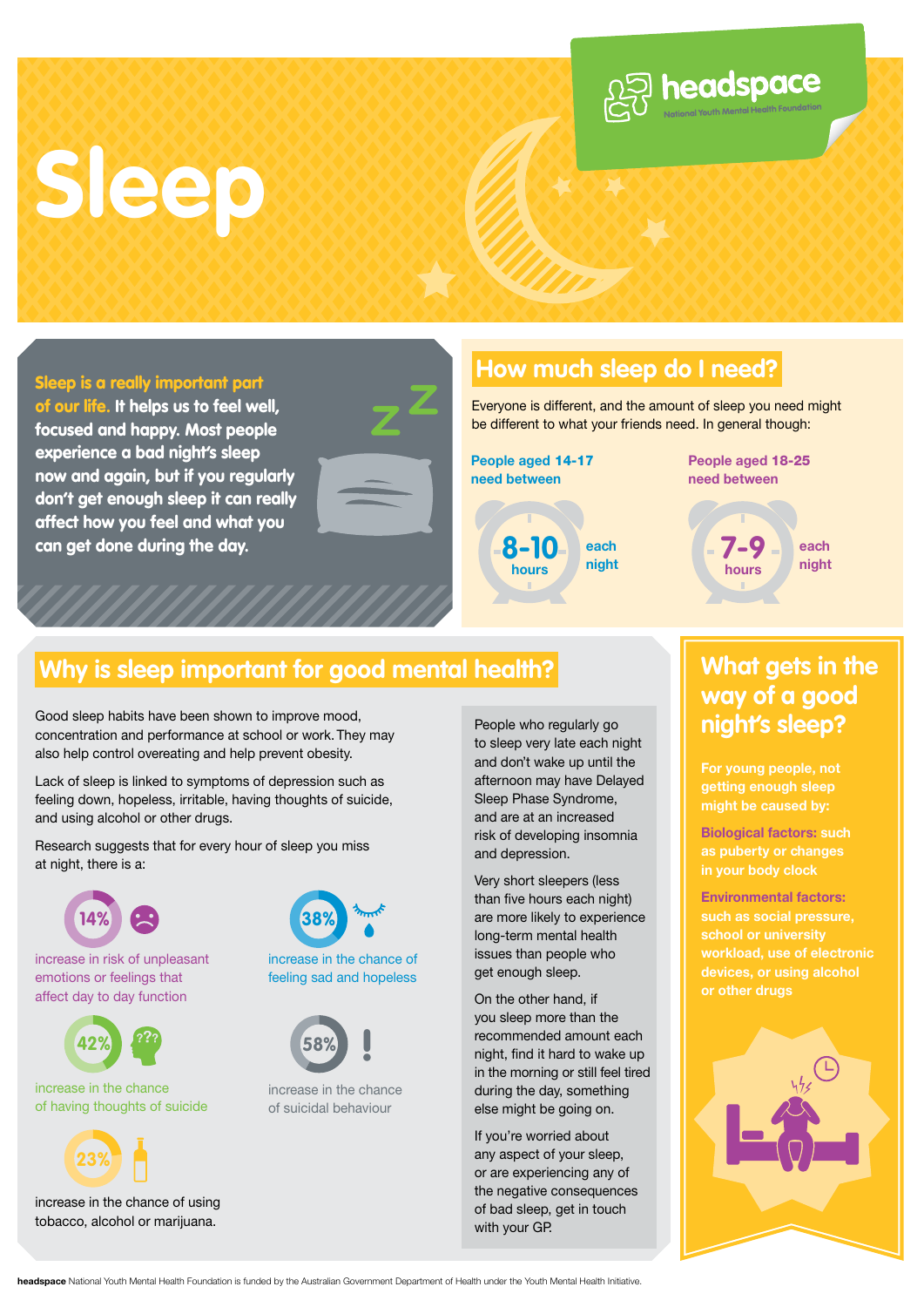# Sleep

headspace
National Youth Mental Health Foundation

**Sleep is a really important part of our life.** It helps us to feel well, focused and happy. Most people experience a bad night's sleep now and again, but if you regularly don't get enough sleep it can really affect how you feel and what you can get done during the day.

## How much sleep do I need?

Everyone is different, and the amount of sleep you need might be different to what your friends need. In general though:

**People aged 14-17 need between**

**8-10 hours** each night

**People aged 18-25 need between**

**7-9 hours** each night

## Why is sleep important for good mental health?

Good sleep habits have been shown to improve mood, concentration and performance at school or work. They may also help control overeating and help prevent obesity.

Lack of sleep is linked to symptoms of depression such as feeling down, hopeless, irritable, having thoughts of suicide, and using alcohol or other drugs.

Research suggests that for every hour of sleep you miss at night, there is a:

- **14%** increase in risk of unpleasant emotions or feelings that affect day to day function
- **38%** increase in the chance of feeling sad and hopeless
- **42%** increase in the chance of having thoughts of suicide
- **58%** increase in the chance of suicidal behaviour
- **23%** increase in the chance of using tobacco, alcohol or marijuana.

People who regularly go to sleep very late each night and don't wake up until the afternoon may have Delayed Sleep Phase Syndrome, and are at an increased risk of developing insomnia and depression.

Very short sleepers (less than five hours each night) are more likely to experience long-term mental health issues than people who get enough sleep.

On the other hand, if you sleep more than the recommended amount each night, find it hard to wake up in the morning or still feel tired during the day, something else might be going on.

If you're worried about any aspect of your sleep, or are experiencing any of the negative consequences of bad sleep, get in touch with your GP.

## What gets in the way of a good night's sleep?

For young people, not getting enough sleep might be caused by:

**Biological factors:** such as puberty or changes in your body clock

**Environmental factors:** such as social pressure, school or university workload, use of electronic devices, or using alcohol or other drugs

**headspace** National Youth Mental Health Foundation is funded by the Australian Government Department of Health under the Youth Mental Health Initiative.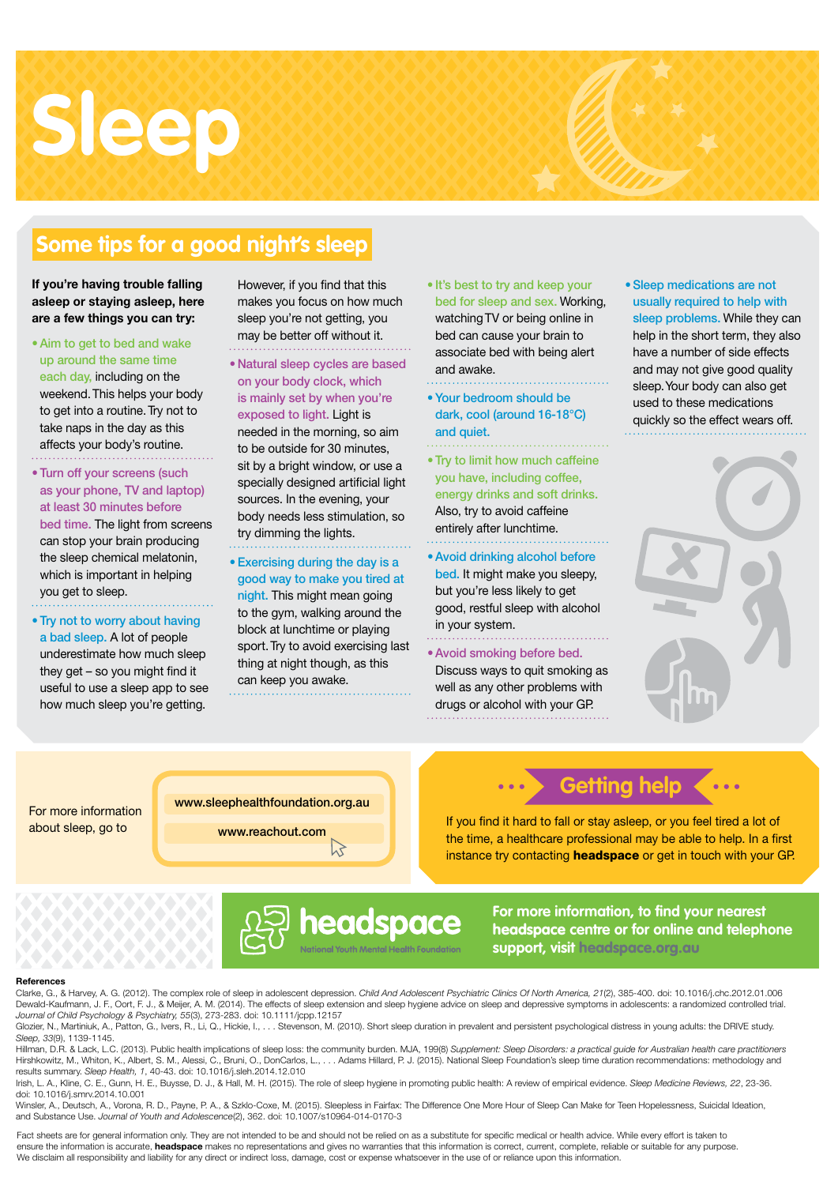# Sleep

## Some tips for a good night's sleep

**If you're having trouble falling asleep or staying asleep, here are a few things you can try:**

- **Aim to get to bed and wake up around the same time each day,** including on the weekend. This helps your body to get into a routine. Try not to take naps in the day as this affects your body's routine.
- **Turn off your screens (such as your phone, TV and laptop) at least 30 minutes before bed time.** The light from screens can stop your brain producing the sleep chemical melatonin, which is important in helping you get to sleep.
- **Try not to worry about having a bad sleep.** A lot of people underestimate how much sleep they get – so you might find it useful to use a sleep app to see how much sleep you're getting. However, if you find that this makes you focus on how much sleep you're not getting, you may be better off without it.
- **Natural sleep cycles are based on your body clock, which is mainly set by when you're exposed to light.** Light is needed in the morning, so aim to be outside for 30 minutes, sit by a bright window, or use a specially designed artificial light sources. In the evening, your body needs less stimulation, so try dimming the lights.
- **Exercising during the day is a good way to make you tired at night.** This might mean going to the gym, walking around the block at lunchtime or playing sport. Try to avoid exercising last thing at night though, as this can keep you awake.
- **It's best to try and keep your bed for sleep and sex.** Working, watching TV or being online in bed can cause your brain to associate bed with being alert and awake.
- **Your bedroom should be dark, cool (around 16-18°C) and quiet.**
- **Try to limit how much caffeine you have, including coffee, energy drinks and soft drinks.** Also, try to avoid caffeine entirely after lunchtime.
- **Avoid drinking alcohol before bed.** It might make you sleepy, but you're less likely to get good, restful sleep with alcohol in your system.
- **Avoid smoking before bed.** Discuss ways to quit smoking as well as any other problems with drugs or alcohol with your GP.
- **Sleep medications are not usually required to help with sleep problems.** While they can help in the short term, they also have a number of side effects and may not give good quality sleep. Your body can also get used to these medications quickly so the effect wears off.

For more information about sleep, go to

www.sleephealthfoundation.org.au

www.reachout.com

## Getting help

If you find it hard to fall or stay asleep, or you feel tired a lot of the time, a healthcare professional may be able to help. In a first instance try contacting **headspace** or get in touch with your GP.

**headspace** National Youth Mental Health Foundation

**For more information, to find your nearest headspace centre or for online and telephone support, visit headspace.org.au**

### References

Clarke, G., & Harvey, A. G. (2012). The complex role of sleep in adolescent depression. *Child And Adolescent Psychiatric Clinics Of North America, 21*(2), 385-400. doi: 10.1016/j.chc.2012.01.006

Dewald-Kaufmann, J. F., Oort, F. J., & Meijer, A. M. (2014). The effects of sleep extension and sleep hygiene advice on sleep and depressive symptoms in adolescents: a randomized controlled trial. *Journal of Child Psychology & Psychiatry, 55*(3), 273-283. doi: 10.1111/jcpp.12157

Glozier, N., Martiniuk, A., Patton, G., Ivers, R., Li, Q., Hickie, I., . . . Stevenson, M. (2010). Short sleep duration in prevalent and persistent psychological distress in young adults: the DRIVE study. *Sleep, 33*(9), 1139-1145.

Hillman, D.R. & Lack, L.C. (2013). Public health implications of sleep loss: the community burden. MJA, 199(8) *Supplement: Sleep Disorders: a practical guide for Australian health care practitioners*

Hirshkowitz, M., Whiton, K., Albert, S. M., Alessi, C., Bruni, O., DonCarlos, L., . . . Adams Hillard, P. J. (2015). National Sleep Foundation's sleep time duration recommendations: methodology and results summary. *Sleep Health, 1*, 40-43. doi: 10.1016/j.sleh.2014.12.010

Irish, L. A., Kline, C. E., Gunn, H. E., Buysse, D. J., & Hall, M. H. (2015). The role of sleep hygiene in promoting public health: A review of empirical evidence. *Sleep Medicine Reviews, 22*, 23-36. doi: 10.1016/j.smrv.2014.10.001

Winsler, A., Deutsch, A., Vorona, R. D., Payne, P. A., & Szklo-Coxe, M. (2015). Sleepless in Fairfax: The Difference One More Hour of Sleep Can Make for Teen Hopelessness, Suicidal Ideation, and Substance Use. *Journal of Youth and Adolescence*(2), 362. doi: 10.1007/s10964-014-0170-3

Fact sheets are for general information only. They are not intended to be and should not be relied on as a substitute for specific medical or health advice. While every effort is taken to ensure the information is accurate, **headspace** makes no representations and gives no warranties that this information is correct, current, complete, reliable or suitable for any purpose. We disclaim all responsibility and liability for any direct or indirect loss, damage, cost or expense whatsoever in the use of or reliance upon this information.